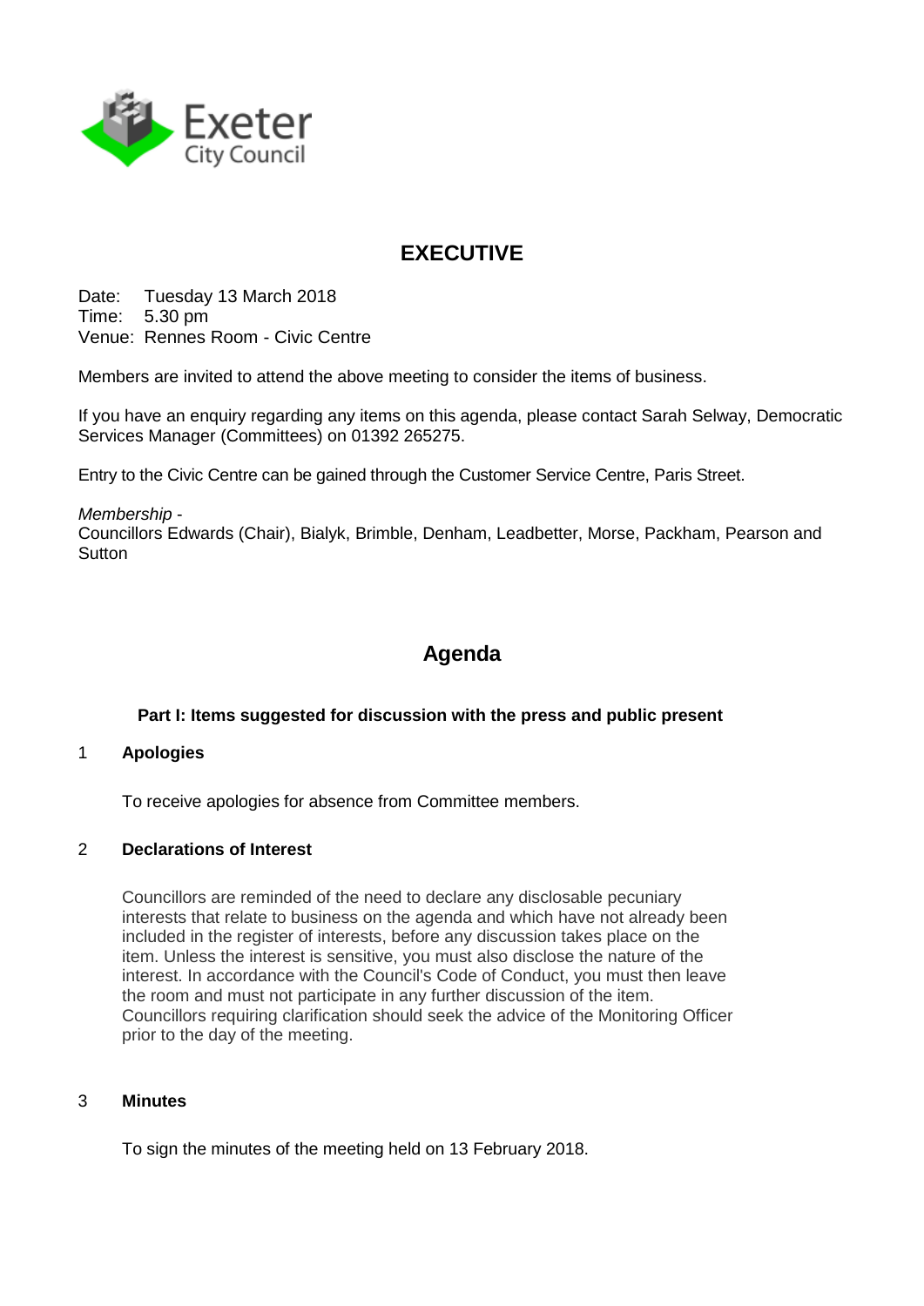Exeter City Council

# EXECUTIVE

Date: Tuesday 13 March 2018
Time: 5.30 pm
Venue: Rennes Room - Civic Centre

Members are invited to attend the above meeting to consider the items of business.

If you have an enquiry regarding any items on this agenda, please contact Sarah Selway, Democratic Services Manager (Committees) on 01392 265275.

Entry to the Civic Centre can be gained through the Customer Service Centre, Paris Street.

*Membership* -
Councillors Edwards (Chair), Bialyk, Brimble, Denham, Leadbetter, Morse, Packham, Pearson and Sutton

# Agenda

**Part I: Items suggested for discussion with the press and public present**

1 **Apologies**

To receive apologies for absence from Committee members.

2 **Declarations of Interest**

Councillors are reminded of the need to declare any disclosable pecuniary interests that relate to business on the agenda and which have not already been included in the register of interests, before any discussion takes place on the item. Unless the interest is sensitive, you must also disclose the nature of the interest. In accordance with the Council's Code of Conduct, you must then leave the room and must not participate in any further discussion of the item. Councillors requiring clarification should seek the advice of the Monitoring Officer prior to the day of the meeting.

3 **Minutes**

To sign the minutes of the meeting held on 13 February 2018.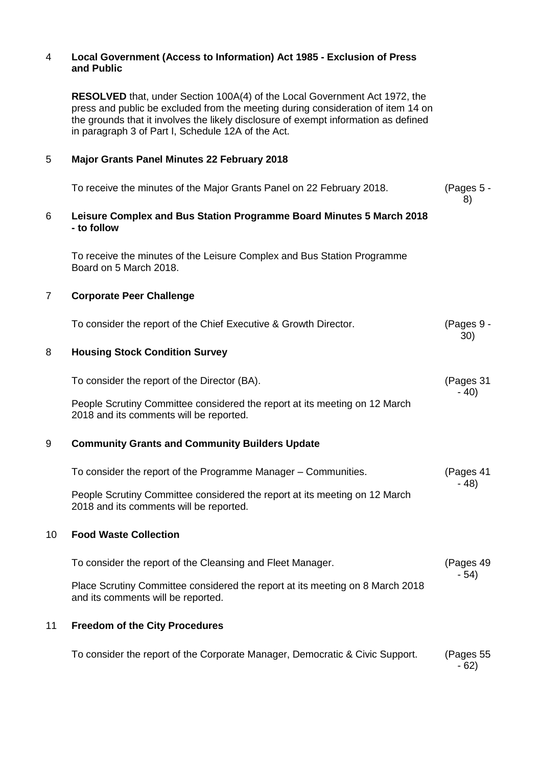4 **Local Government (Access to Information) Act 1985 - Exclusion of Press and Public**

**RESOLVED** that, under Section 100A(4) of the Local Government Act 1972, the press and public be excluded from the meeting during consideration of item 14 on the grounds that it involves the likely disclosure of exempt information as defined in paragraph 3 of Part I, Schedule 12A of the Act.

5 **Major Grants Panel Minutes 22 February 2018**

To receive the minutes of the Major Grants Panel on 22 February 2018. (Pages 5 - 8)

6 **Leisure Complex and Bus Station Programme Board Minutes 5 March 2018 - to follow**

To receive the minutes of the Leisure Complex and Bus Station Programme Board on 5 March 2018.

7 **Corporate Peer Challenge**

To consider the report of the Chief Executive & Growth Director. (Pages 9 - 30)

8 **Housing Stock Condition Survey**

To consider the report of the Director (BA). (Pages 31 - 40)

People Scrutiny Committee considered the report at its meeting on 12 March 2018 and its comments will be reported.

9 **Community Grants and Community Builders Update**

To consider the report of the Programme Manager – Communities. (Pages 41 - 48)

People Scrutiny Committee considered the report at its meeting on 12 March 2018 and its comments will be reported.

10 **Food Waste Collection**

To consider the report of the Cleansing and Fleet Manager. (Pages 49 - 54)

Place Scrutiny Committee considered the report at its meeting on 8 March 2018 and its comments will be reported.

11 **Freedom of the City Procedures**

To consider the report of the Corporate Manager, Democratic & Civic Support. (Pages 55 - 62)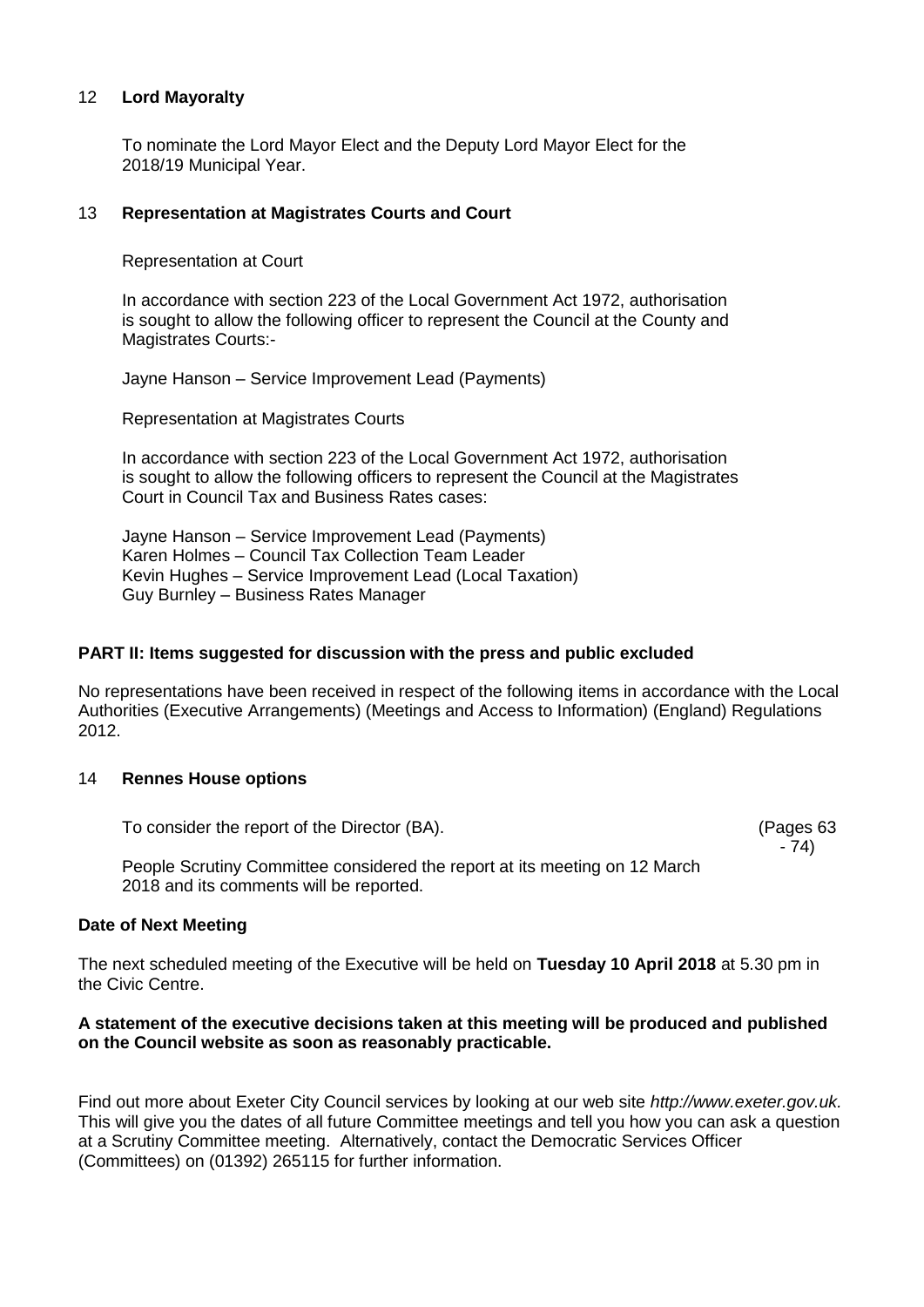### 12 **Lord Mayoralty**

To nominate the Lord Mayor Elect and the Deputy Lord Mayor Elect for the 2018/19 Municipal Year.

### 13 **Representation at Magistrates Courts and Court**

Representation at Court

In accordance with section 223 of the Local Government Act 1972, authorisation is sought to allow the following officer to represent the Council at the County and Magistrates Courts:-

Jayne Hanson – Service Improvement Lead (Payments)

Representation at Magistrates Courts

In accordance with section 223 of the Local Government Act 1972, authorisation is sought to allow the following officers to represent the Council at the Magistrates Court in Council Tax and Business Rates cases:

Jayne Hanson – Service Improvement Lead (Payments)
Karen Holmes – Council Tax Collection Team Leader
Kevin Hughes – Service Improvement Lead (Local Taxation)
Guy Burnley – Business Rates Manager

## **PART II: Items suggested for discussion with the press and public excluded**

No representations have been received in respect of the following items in accordance with the Local Authorities (Executive Arrangements) (Meetings and Access to Information) (England) Regulations 2012.

### 14 **Rennes House options**

To consider the report of the Director (BA). (Pages 63 - 74)

People Scrutiny Committee considered the report at its meeting on 12 March 2018 and its comments will be reported.

## **Date of Next Meeting**

The next scheduled meeting of the Executive will be held on **Tuesday 10 April 2018** at 5.30 pm in the Civic Centre.

**A statement of the executive decisions taken at this meeting will be produced and published on the Council website as soon as reasonably practicable.**

Find out more about Exeter City Council services by looking at our web site *http://www.exeter.gov.uk.* This will give you the dates of all future Committee meetings and tell you how you can ask a question at a Scrutiny Committee meeting. Alternatively, contact the Democratic Services Officer (Committees) on (01392) 265115 for further information.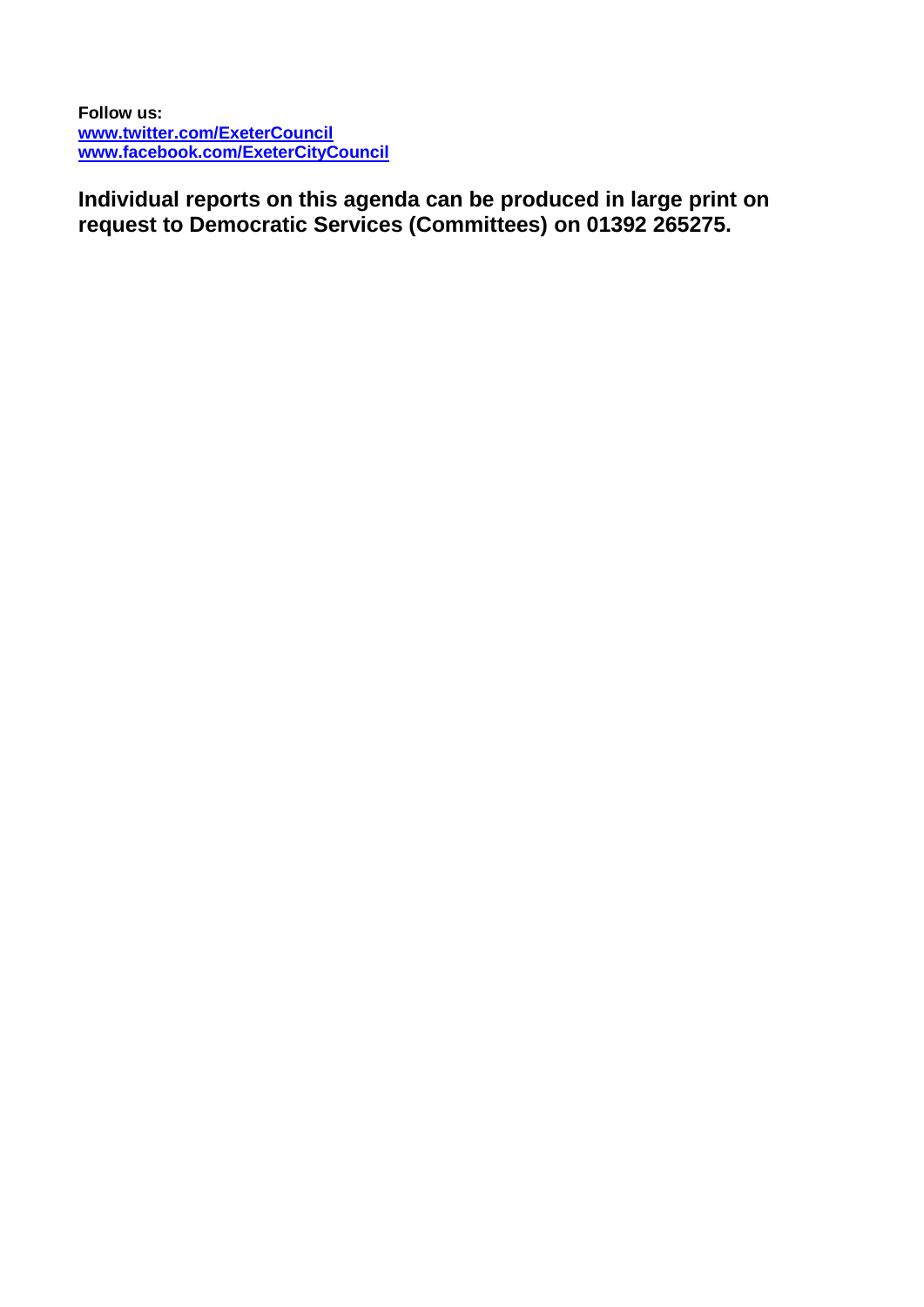**Follow us:**
**[www.twitter.com/ExeterCouncil](http://www.twitter.com/ExeterCouncil)**
**[www.facebook.com/ExeterCityCouncil](http://www.facebook.com/ExeterCityCouncil)**

**Individual reports on this agenda can be produced in large print on request to Democratic Services (Committees) on 01392 265275.**